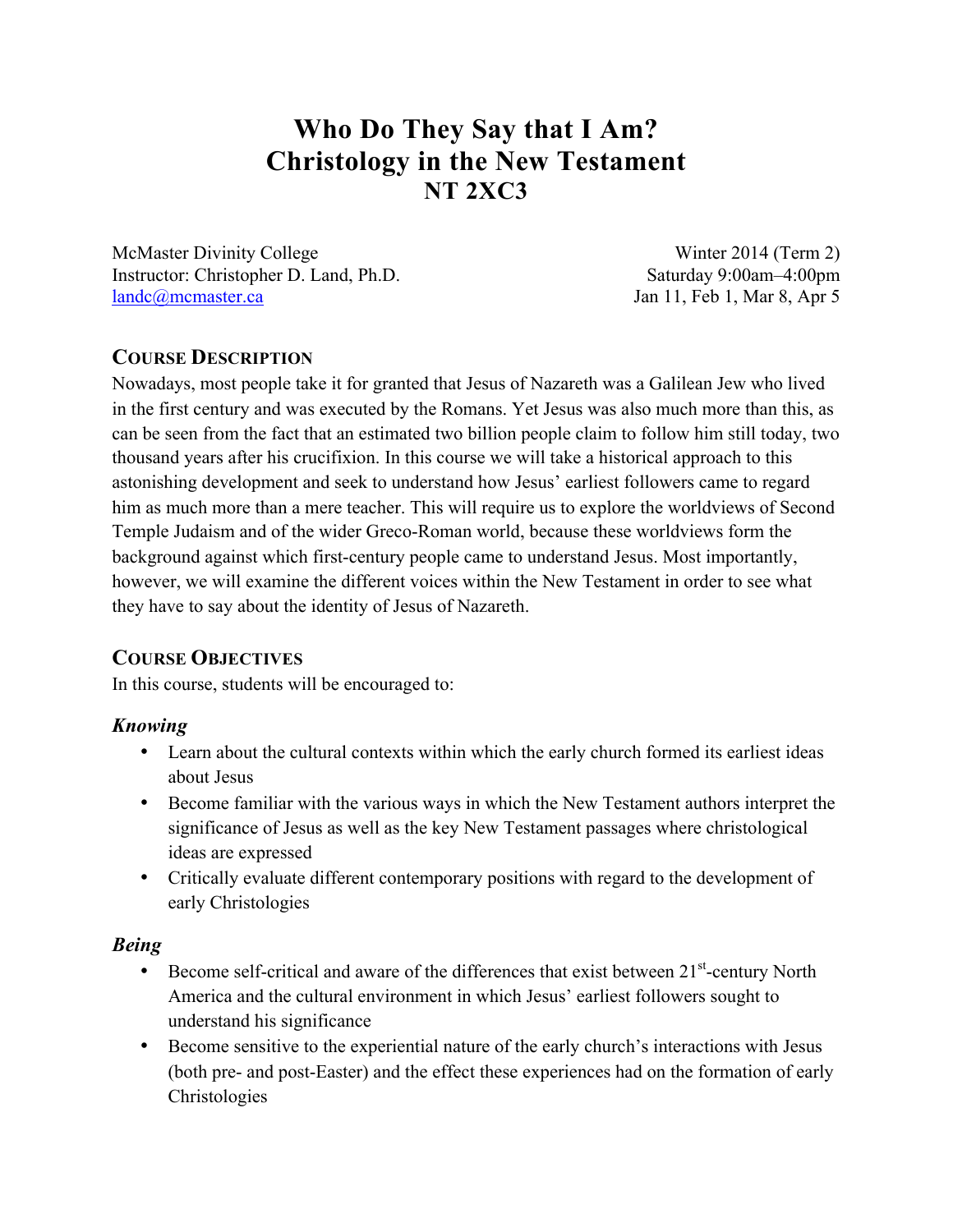# Who Do They Say that I Am?
# Christology in the New Testament
# NT 2XC3

McMaster Divinity College
Instructor: Christopher D. Land, Ph.D.
landc@mcmaster.ca

Winter 2014 (Term 2)
Saturday 9:00am–4:00pm
Jan 11, Feb 1, Mar 8, Apr 5

## Course Description

Nowadays, most people take it for granted that Jesus of Nazareth was a Galilean Jew who lived in the first century and was executed by the Romans. Yet Jesus was also much more than this, as can be seen from the fact that an estimated two billion people claim to follow him still today, two thousand years after his crucifixion. In this course we will take a historical approach to this astonishing development and seek to understand how Jesus' earliest followers came to regard him as much more than a mere teacher. This will require us to explore the worldviews of Second Temple Judaism and of the wider Greco-Roman world, because these worldviews form the background against which first-century people came to understand Jesus. Most importantly, however, we will examine the different voices within the New Testament in order to see what they have to say about the identity of Jesus of Nazareth.

## Course Objectives

In this course, students will be encouraged to:

### *Knowing*

- Learn about the cultural contexts within which the early church formed its earliest ideas about Jesus
- Become familiar with the various ways in which the New Testament authors interpret the significance of Jesus as well as the key New Testament passages where christological ideas are expressed
- Critically evaluate different contemporary positions with regard to the development of early Christologies

### *Being*

- Become self-critical and aware of the differences that exist between 21st-century North America and the cultural environment in which Jesus' earliest followers sought to understand his significance
- Become sensitive to the experiential nature of the early church's interactions with Jesus (both pre- and post-Easter) and the effect these experiences had on the formation of early Christologies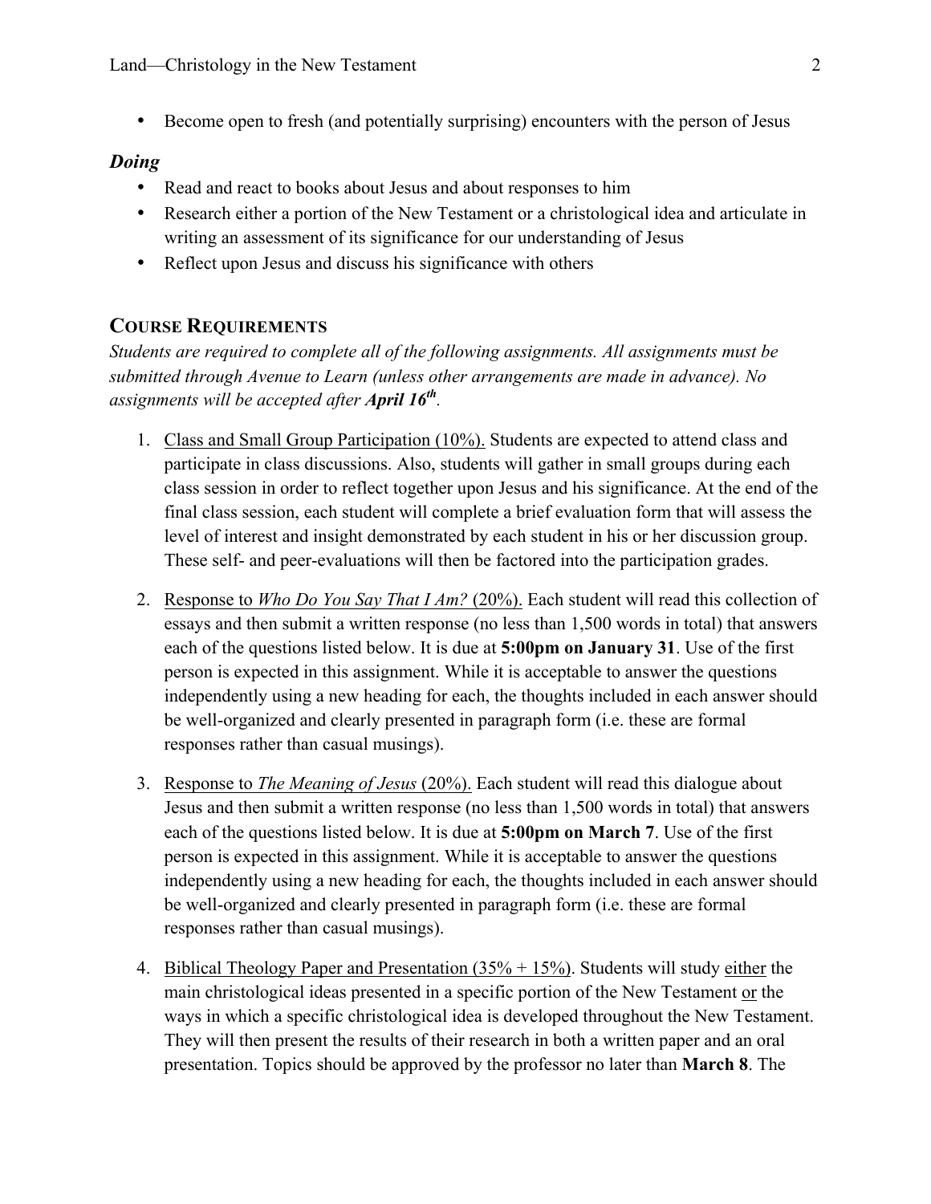- Become open to fresh (and potentially surprising) encounters with the person of Jesus

### *Doing*

- Read and react to books about Jesus and about responses to him
- Research either a portion of the New Testament or a christological idea and articulate in writing an assessment of its significance for our understanding of Jesus
- Reflect upon Jesus and discuss his significance with others

## COURSE REQUIREMENTS

*Students are required to complete all of the following assignments. All assignments must be submitted through Avenue to Learn (unless other arrangements are made in advance). No assignments will be accepted after* ***April 16th***.

1. Class and Small Group Participation (10%). Students are expected to attend class and participate in class discussions. Also, students will gather in small groups during each class session in order to reflect together upon Jesus and his significance. At the end of the final class session, each student will complete a brief evaluation form that will assess the level of interest and insight demonstrated by each student in his or her discussion group. These self- and peer-evaluations will then be factored into the participation grades.

2. Response to *Who Do You Say That I Am?* (20%). Each student will read this collection of essays and then submit a written response (no less than 1,500 words in total) that answers each of the questions listed below. It is due at **5:00pm on January 31**. Use of the first person is expected in this assignment. While it is acceptable to answer the questions independently using a new heading for each, the thoughts included in each answer should be well-organized and clearly presented in paragraph form (i.e. these are formal responses rather than casual musings).

3. Response to *The Meaning of Jesus* (20%). Each student will read this dialogue about Jesus and then submit a written response (no less than 1,500 words in total) that answers each of the questions listed below. It is due at **5:00pm on March 7**. Use of the first person is expected in this assignment. While it is acceptable to answer the questions independently using a new heading for each, the thoughts included in each answer should be well-organized and clearly presented in paragraph form (i.e. these are formal responses rather than casual musings).

4. Biblical Theology Paper and Presentation (35% + 15%). Students will study either the main christological ideas presented in a specific portion of the New Testament or the ways in which a specific christological idea is developed throughout the New Testament. They will then present the results of their research in both a written paper and an oral presentation. Topics should be approved by the professor no later than **March 8**. The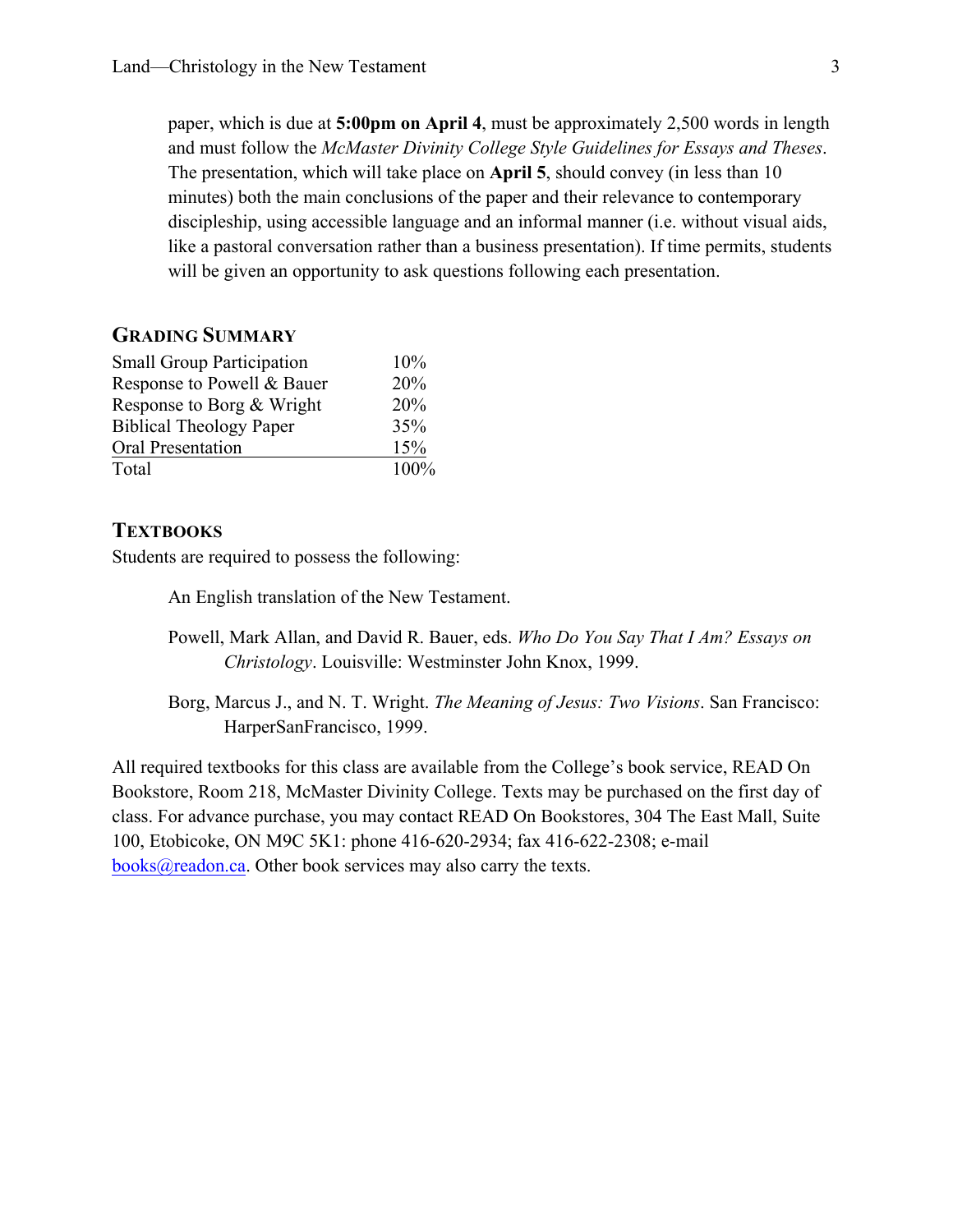paper, which is due at **5:00pm on April 4**, must be approximately 2,500 words in length and must follow the *McMaster Divinity College Style Guidelines for Essays and Theses*. The presentation, which will take place on **April 5**, should convey (in less than 10 minutes) both the main conclusions of the paper and their relevance to contemporary discipleship, using accessible language and an informal manner (i.e. without visual aids, like a pastoral conversation rather than a business presentation). If time permits, students will be given an opportunity to ask questions following each presentation.

## GRADING SUMMARY

| | |
|---|---|
| Small Group Participation | 10% |
| Response to Powell & Bauer | 20% |
| Response to Borg & Wright | 20% |
| Biblical Theology Paper | 35% |
| Oral Presentation | 15% |
| Total | 100% |

## TEXTBOOKS

Students are required to possess the following:

An English translation of the New Testament.

Powell, Mark Allan, and David R. Bauer, eds. *Who Do You Say That I Am? Essays on Christology*. Louisville: Westminster John Knox, 1999.

Borg, Marcus J., and N. T. Wright. *The Meaning of Jesus: Two Visions*. San Francisco: HarperSanFrancisco, 1999.

All required textbooks for this class are available from the College's book service, READ On Bookstore, Room 218, McMaster Divinity College. Texts may be purchased on the first day of class. For advance purchase, you may contact READ On Bookstores, 304 The East Mall, Suite 100, Etobicoke, ON M9C 5K1: phone 416-620-2934; fax 416-622-2308; e-mail books@readon.ca. Other book services may also carry the texts.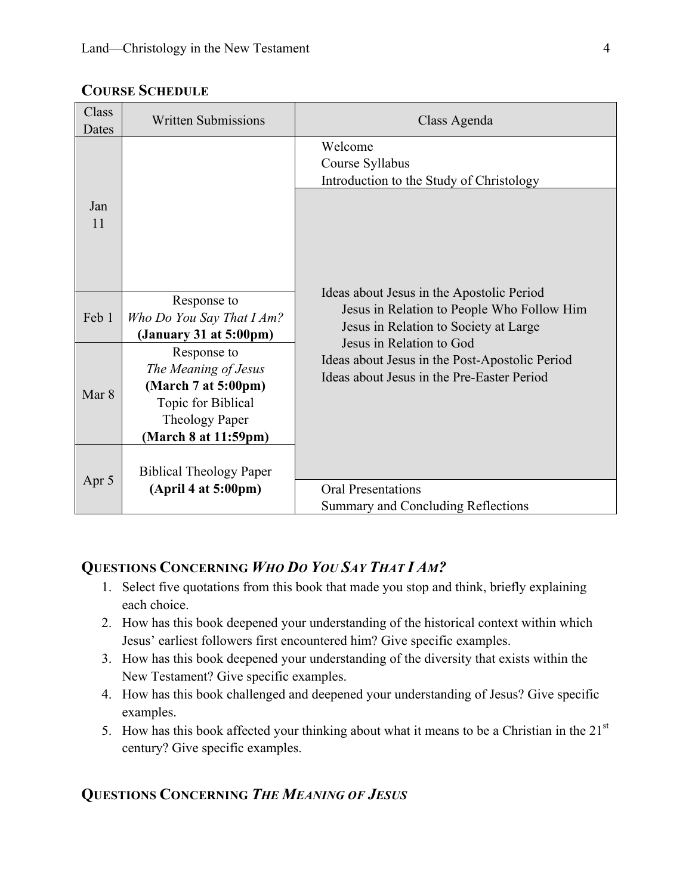## COURSE SCHEDULE

| Class Dates | Written Submissions | Class Agenda |
|---|---|---|
| Jan 11 | | Welcome<br>Course Syllabus<br>Introduction to the Study of Christology |
| Feb 1 | Response to *Who Do You Say That I Am?* **(January 31 at 5:00pm)** | Ideas about Jesus in the Apostolic Period<br>Jesus in Relation to People Who Follow Him<br>Jesus in Relation to Society at Large<br>Jesus in Relation to God<br>Ideas about Jesus in the Post-Apostolic Period<br>Ideas about Jesus in the Pre-Easter Period |
| Mar 8 | Response to *The Meaning of Jesus* **(March 7 at 5:00pm)**<br>Topic for Biblical Theology Paper **(March 8 at 11:59pm)** | |
| Apr 5 | Biblical Theology Paper **(April 4 at 5:00pm)** | Oral Presentations<br>Summary and Concluding Reflections |

## QUESTIONS CONCERNING *WHO DO YOU SAY THAT I AM?*

1. Select five quotations from this book that made you stop and think, briefly explaining each choice.
2. How has this book deepened your understanding of the historical context within which Jesus' earliest followers first encountered him? Give specific examples.
3. How has this book deepened your understanding of the diversity that exists within the New Testament? Give specific examples.
4. How has this book challenged and deepened your understanding of Jesus? Give specific examples.
5. How has this book affected your thinking about what it means to be a Christian in the 21st century? Give specific examples.

## QUESTIONS CONCERNING *THE MEANING OF JESUS*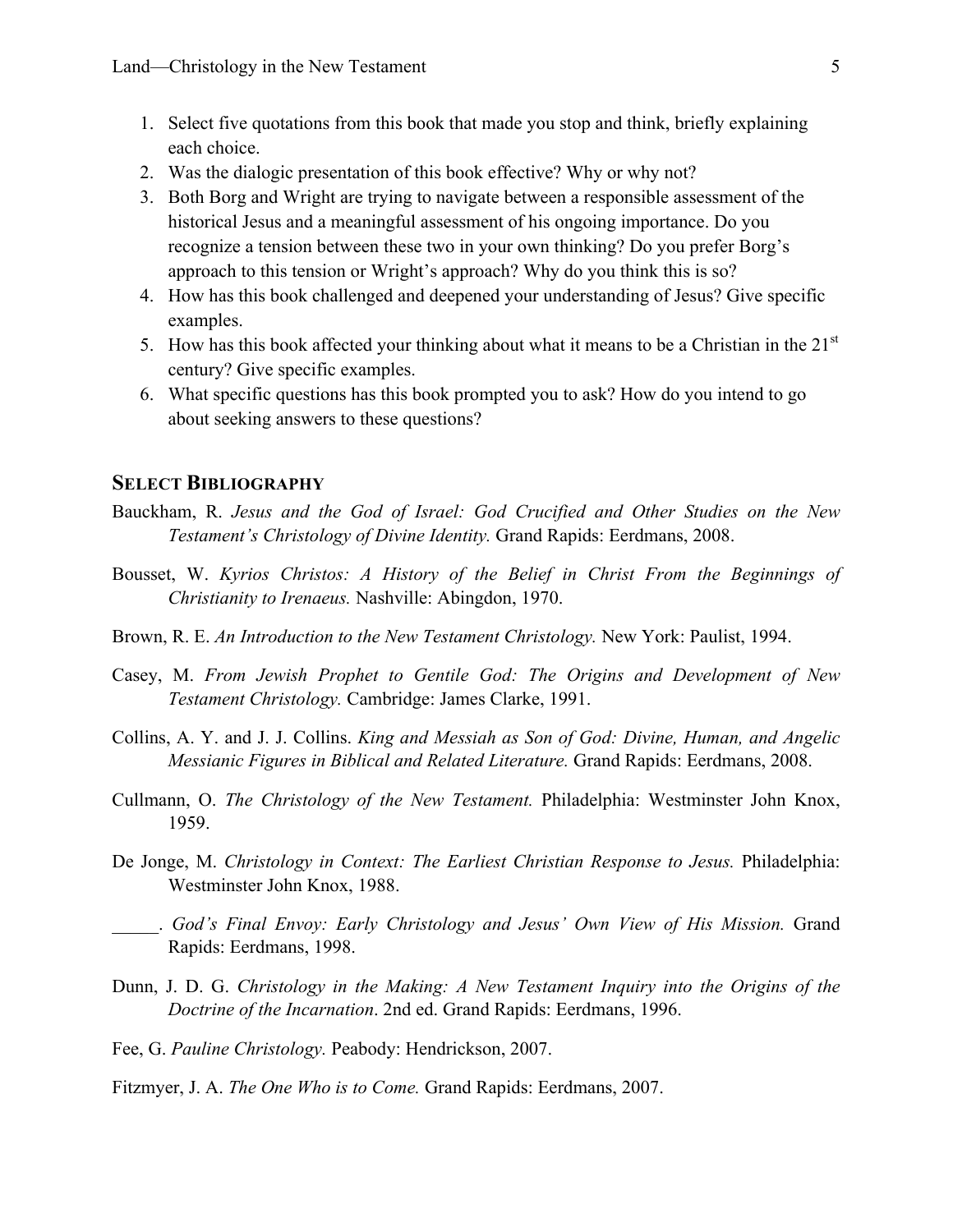1. Select five quotations from this book that made you stop and think, briefly explaining each choice.
2. Was the dialogic presentation of this book effective? Why or why not?
3. Both Borg and Wright are trying to navigate between a responsible assessment of the historical Jesus and a meaningful assessment of his ongoing importance. Do you recognize a tension between these two in your own thinking? Do you prefer Borg's approach to this tension or Wright's approach? Why do you think this is so?
4. How has this book challenged and deepened your understanding of Jesus? Give specific examples.
5. How has this book affected your thinking about what it means to be a Christian in the 21st century? Give specific examples.
6. What specific questions has this book prompted you to ask? How do you intend to go about seeking answers to these questions?

## Select Bibliography

Bauckham, R. *Jesus and the God of Israel: God Crucified and Other Studies on the New Testament's Christology of Divine Identity.* Grand Rapids: Eerdmans, 2008.

Bousset, W. *Kyrios Christos: A History of the Belief in Christ From the Beginnings of Christianity to Irenaeus.* Nashville: Abingdon, 1970.

Brown, R. E. *An Introduction to the New Testament Christology.* New York: Paulist, 1994.

Casey, M. *From Jewish Prophet to Gentile God: The Origins and Development of New Testament Christology.* Cambridge: James Clarke, 1991.

Collins, A. Y. and J. J. Collins. *King and Messiah as Son of God: Divine, Human, and Angelic Messianic Figures in Biblical and Related Literature.* Grand Rapids: Eerdmans, 2008.

Cullmann, O. *The Christology of the New Testament.* Philadelphia: Westminster John Knox, 1959.

De Jonge, M. *Christology in Context: The Earliest Christian Response to Jesus.* Philadelphia: Westminster John Knox, 1988.

_____. *God's Final Envoy: Early Christology and Jesus' Own View of His Mission.* Grand Rapids: Eerdmans, 1998.

Dunn, J. D. G. *Christology in the Making: A New Testament Inquiry into the Origins of the Doctrine of the Incarnation*. 2nd ed. Grand Rapids: Eerdmans, 1996.

Fee, G. *Pauline Christology.* Peabody: Hendrickson, 2007.

Fitzmyer, J. A. *The One Who is to Come.* Grand Rapids: Eerdmans, 2007.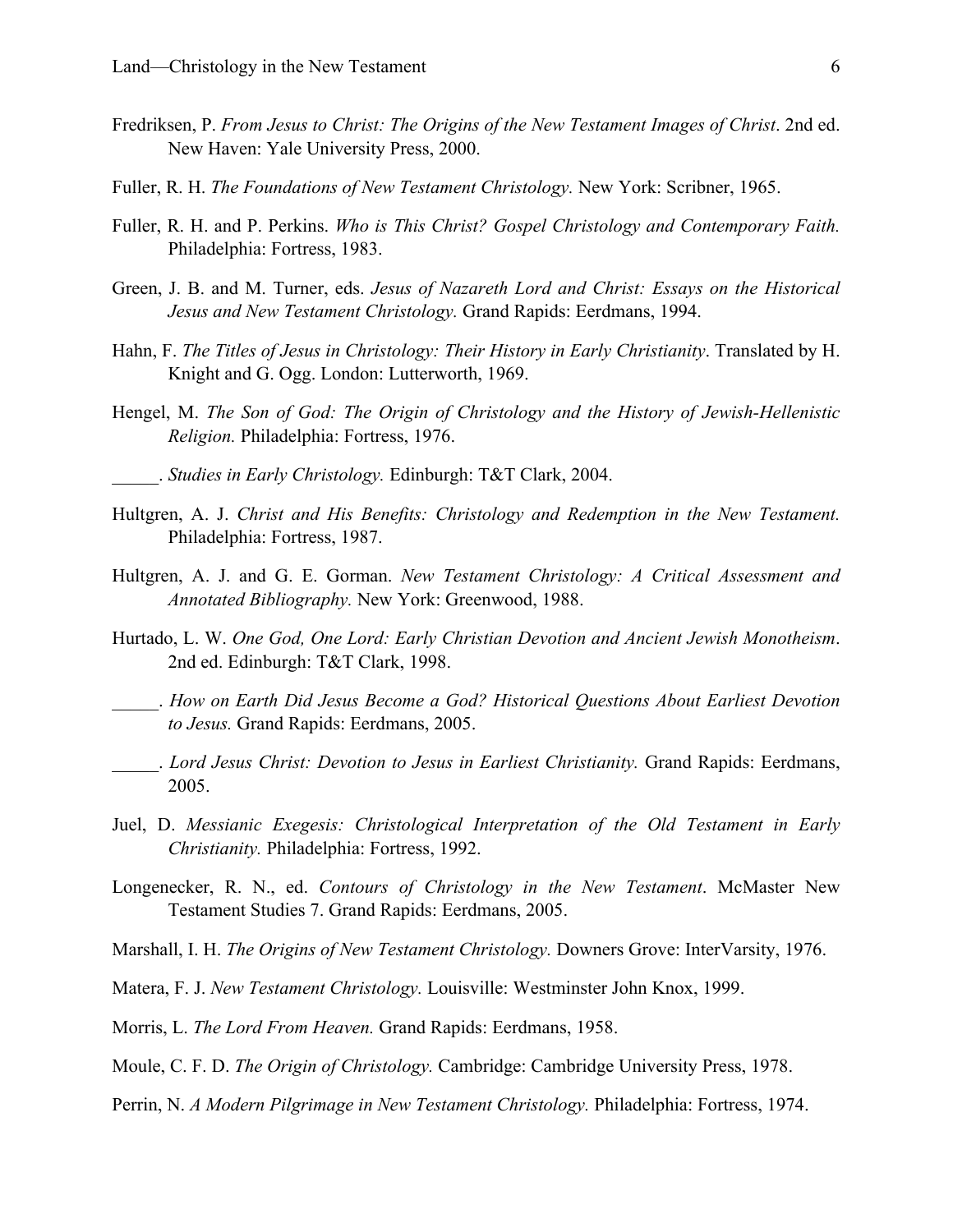Fredriksen, P. *From Jesus to Christ: The Origins of the New Testament Images of Christ*. 2nd ed. New Haven: Yale University Press, 2000.

Fuller, R. H. *The Foundations of New Testament Christology.* New York: Scribner, 1965.

Fuller, R. H. and P. Perkins. *Who is This Christ? Gospel Christology and Contemporary Faith.* Philadelphia: Fortress, 1983.

Green, J. B. and M. Turner, eds. *Jesus of Nazareth Lord and Christ: Essays on the Historical Jesus and New Testament Christology.* Grand Rapids: Eerdmans, 1994.

Hahn, F. *The Titles of Jesus in Christology: Their History in Early Christianity*. Translated by H. Knight and G. Ogg. London: Lutterworth, 1969.

Hengel, M. *The Son of God: The Origin of Christology and the History of Jewish-Hellenistic Religion.* Philadelphia: Fortress, 1976.

_____. *Studies in Early Christology.* Edinburgh: T&T Clark, 2004.

Hultgren, A. J. *Christ and His Benefits: Christology and Redemption in the New Testament.* Philadelphia: Fortress, 1987.

Hultgren, A. J. and G. E. Gorman. *New Testament Christology: A Critical Assessment and Annotated Bibliography.* New York: Greenwood, 1988.

Hurtado, L. W. *One God, One Lord: Early Christian Devotion and Ancient Jewish Monotheism*. 2nd ed. Edinburgh: T&T Clark, 1998.

_____. *How on Earth Did Jesus Become a God? Historical Questions About Earliest Devotion to Jesus.* Grand Rapids: Eerdmans, 2005.

_____. *Lord Jesus Christ: Devotion to Jesus in Earliest Christianity.* Grand Rapids: Eerdmans, 2005.

Juel, D. *Messianic Exegesis: Christological Interpretation of the Old Testament in Early Christianity.* Philadelphia: Fortress, 1992.

Longenecker, R. N., ed. *Contours of Christology in the New Testament*. McMaster New Testament Studies 7. Grand Rapids: Eerdmans, 2005.

Marshall, I. H. *The Origins of New Testament Christology.* Downers Grove: InterVarsity, 1976.

Matera, F. J. *New Testament Christology.* Louisville: Westminster John Knox, 1999.

Morris, L. *The Lord From Heaven.* Grand Rapids: Eerdmans, 1958.

Moule, C. F. D. *The Origin of Christology.* Cambridge: Cambridge University Press, 1978.

Perrin, N. *A Modern Pilgrimage in New Testament Christology.* Philadelphia: Fortress, 1974.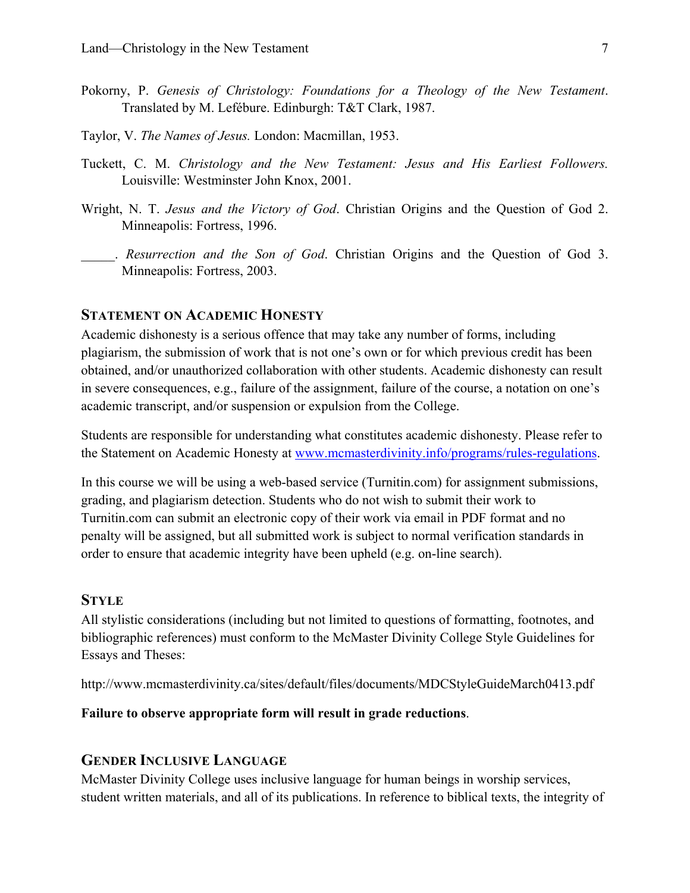Pokorny, P. *Genesis of Christology: Foundations for a Theology of the New Testament*. Translated by M. Lefébure. Edinburgh: T&T Clark, 1987.

Taylor, V. *The Names of Jesus.* London: Macmillan, 1953.

Tuckett, C. M. *Christology and the New Testament: Jesus and His Earliest Followers.* Louisville: Westminster John Knox, 2001.

Wright, N. T. *Jesus and the Victory of God*. Christian Origins and the Question of God 2. Minneapolis: Fortress, 1996.

_____. *Resurrection and the Son of God*. Christian Origins and the Question of God 3. Minneapolis: Fortress, 2003.

## STATEMENT ON ACADEMIC HONESTY

Academic dishonesty is a serious offence that may take any number of forms, including plagiarism, the submission of work that is not one's own or for which previous credit has been obtained, and/or unauthorized collaboration with other students. Academic dishonesty can result in severe consequences, e.g., failure of the assignment, failure of the course, a notation on one's academic transcript, and/or suspension or expulsion from the College.

Students are responsible for understanding what constitutes academic dishonesty. Please refer to the Statement on Academic Honesty at www.mcmasterdivinity.info/programs/rules-regulations.

In this course we will be using a web-based service (Turnitin.com) for assignment submissions, grading, and plagiarism detection. Students who do not wish to submit their work to Turnitin.com can submit an electronic copy of their work via email in PDF format and no penalty will be assigned, but all submitted work is subject to normal verification standards in order to ensure that academic integrity have been upheld (e.g. on-line search).

## STYLE

All stylistic considerations (including but not limited to questions of formatting, footnotes, and bibliographic references) must conform to the McMaster Divinity College Style Guidelines for Essays and Theses:

http://www.mcmasterdivinity.ca/sites/default/files/documents/MDCStyleGuideMarch0413.pdf

**Failure to observe appropriate form will result in grade reductions**.

## GENDER INCLUSIVE LANGUAGE

McMaster Divinity College uses inclusive language for human beings in worship services, student written materials, and all of its publications. In reference to biblical texts, the integrity of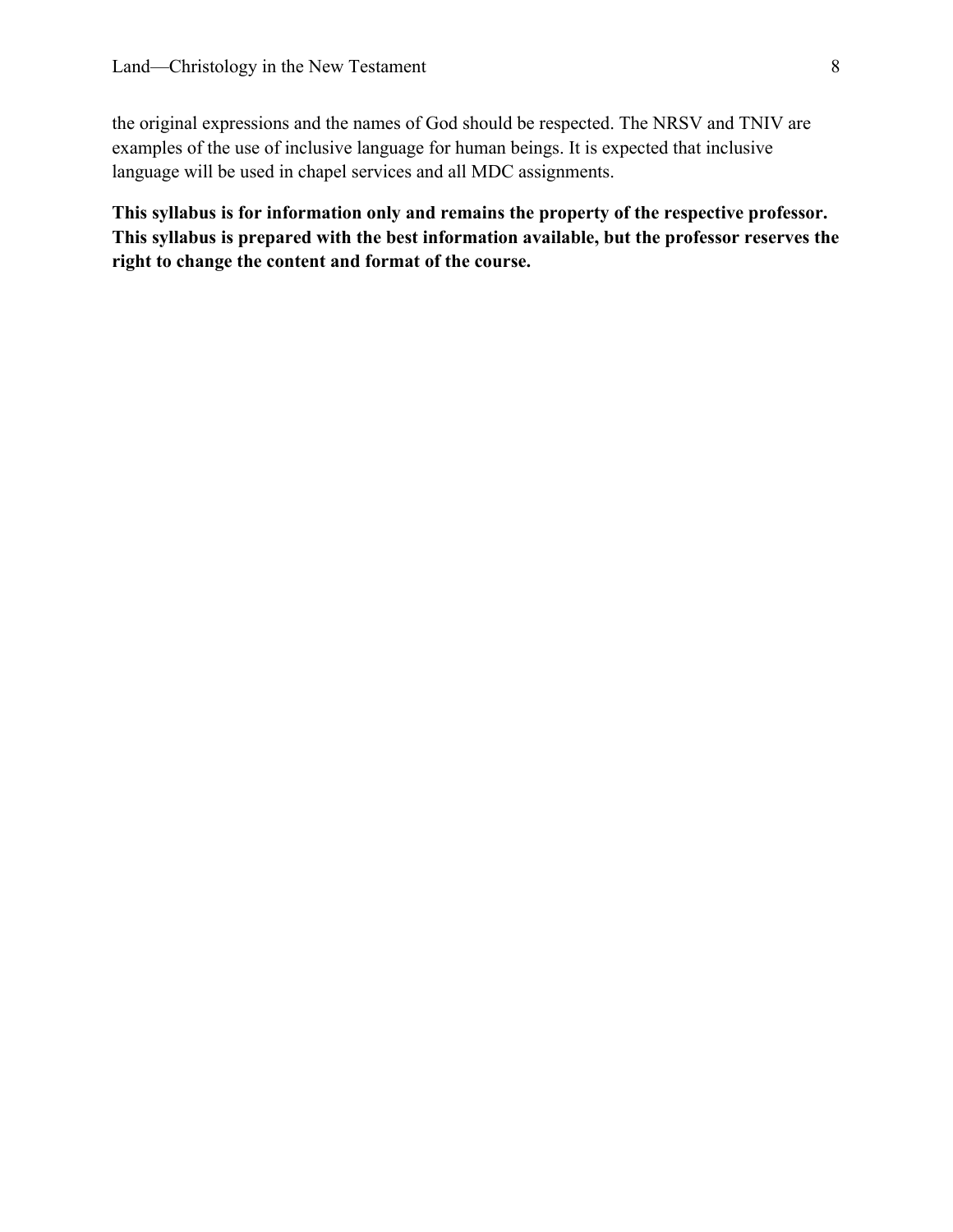the original expressions and the names of God should be respected. The NRSV and TNIV are examples of the use of inclusive language for human beings. It is expected that inclusive language will be used in chapel services and all MDC assignments.

**This syllabus is for information only and remains the property of the respective professor. This syllabus is prepared with the best information available, but the professor reserves the right to change the content and format of the course.**